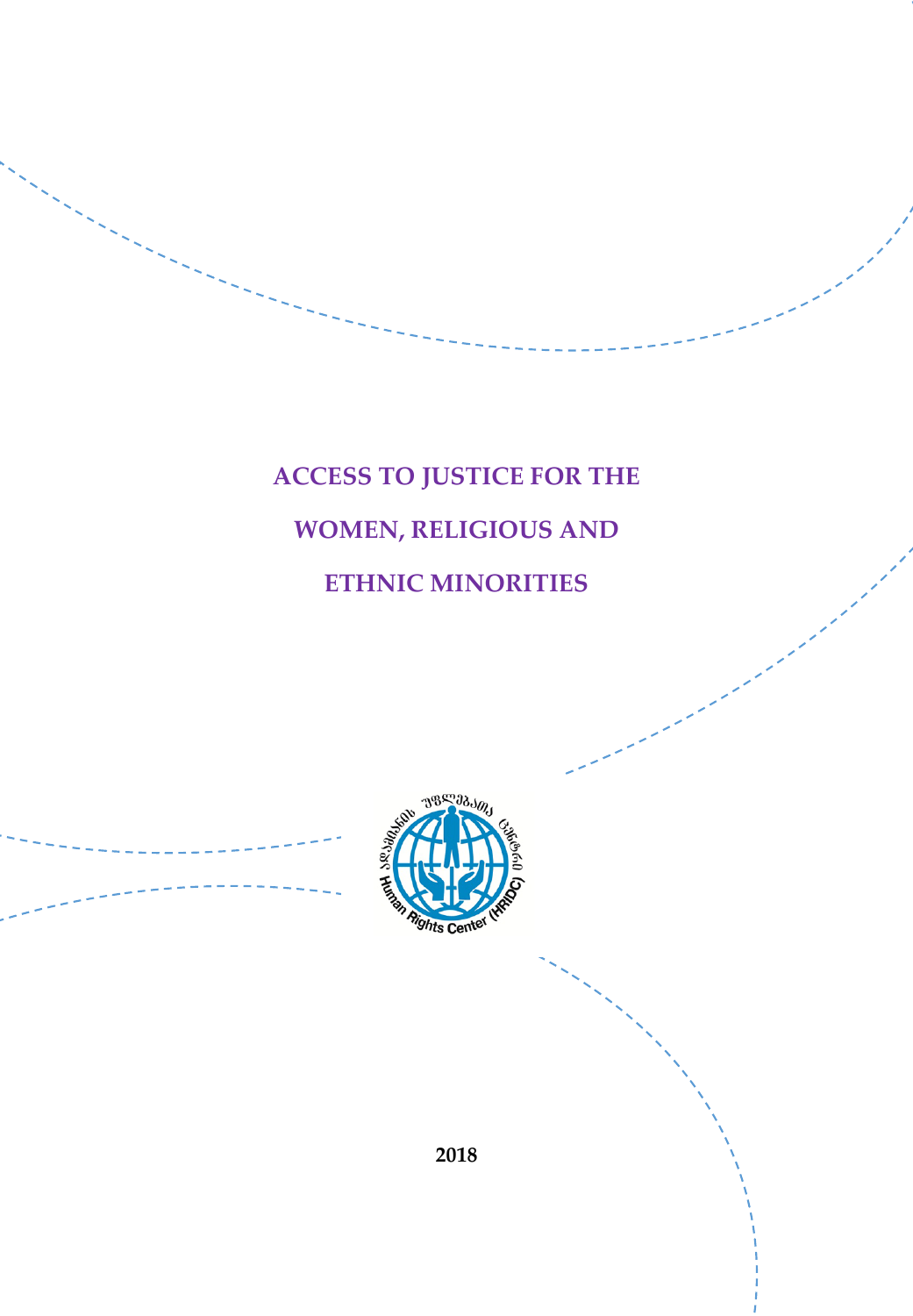# ACCESS TO JUSTICE FOR THE WOMEN, RELIGIOUS AND ETHNIC MINORITIES

Human Rights Center (HRIDC)

2018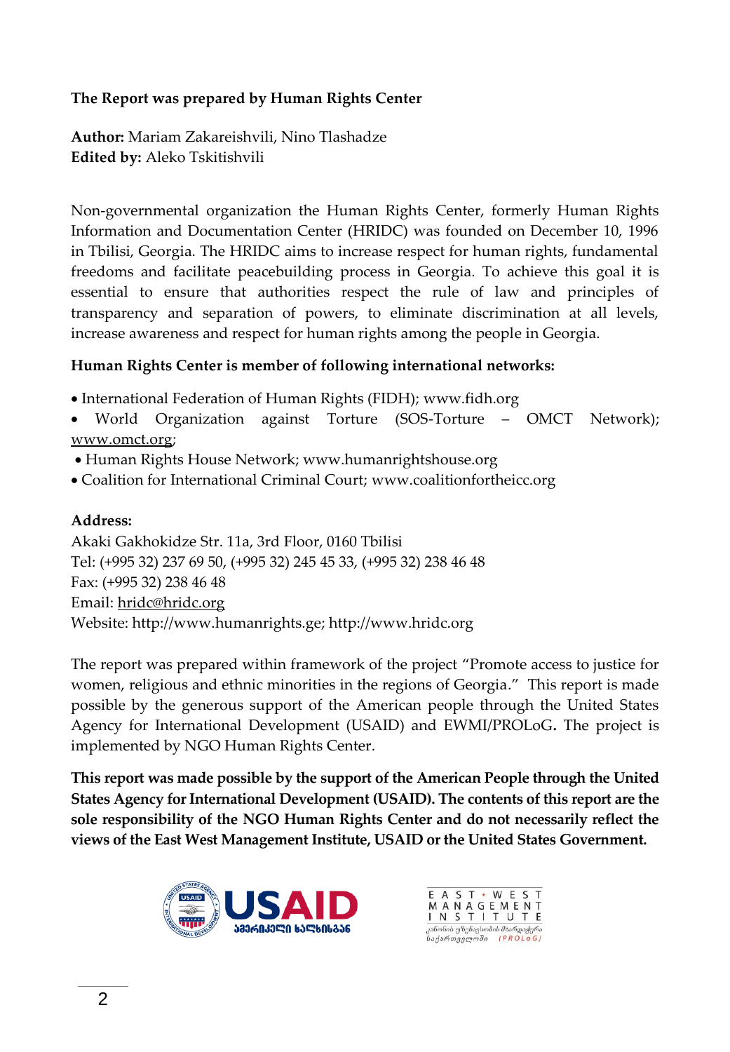**The Report was prepared by Human Rights Center**

**Author:** Mariam Zakareishvili, Nino Tlashadze
**Edited by:** Aleko Tskitishvili

Non-governmental organization the Human Rights Center, formerly Human Rights Information and Documentation Center (HRIDC) was founded on December 10, 1996 in Tbilisi, Georgia. The HRIDC aims to increase respect for human rights, fundamental freedoms and facilitate peacebuilding process in Georgia. To achieve this goal it is essential to ensure that authorities respect the rule of law and principles of transparency and separation of powers, to eliminate discrimination at all levels, increase awareness and respect for human rights among the people in Georgia.

**Human Rights Center is member of following international networks:**

- International Federation of Human Rights (FIDH); www.fidh.org
- World Organization against Torture (SOS-Torture – OMCT Network); www.omct.org;
- Human Rights House Network; www.humanrightshouse.org
- Coalition for International Criminal Court; www.coalitionfortheicc.org

**Address:**
Akaki Gakhokidze Str. 11a, 3rd Floor, 0160 Tbilisi
Tel: (+995 32) 237 69 50, (+995 32) 245 45 33, (+995 32) 238 46 48
Fax: (+995 32) 238 46 48
Email: hridc@hridc.org
Website: http://www.humanrights.ge; http://www.hridc.org

The report was prepared within framework of the project "Promote access to justice for women, religious and ethnic minorities in the regions of Georgia." This report is made possible by the generous support of the American people through the United States Agency for International Development (USAID) and EWMI/PROLoG**.** The project is implemented by NGO Human Rights Center.

**This report was made possible by the support of the American People through the United States Agency for International Development (USAID). The contents of this report are the sole responsibility of the NGO Human Rights Center and do not necessarily reflect the views of the East West Management Institute, USAID or the United States Government.**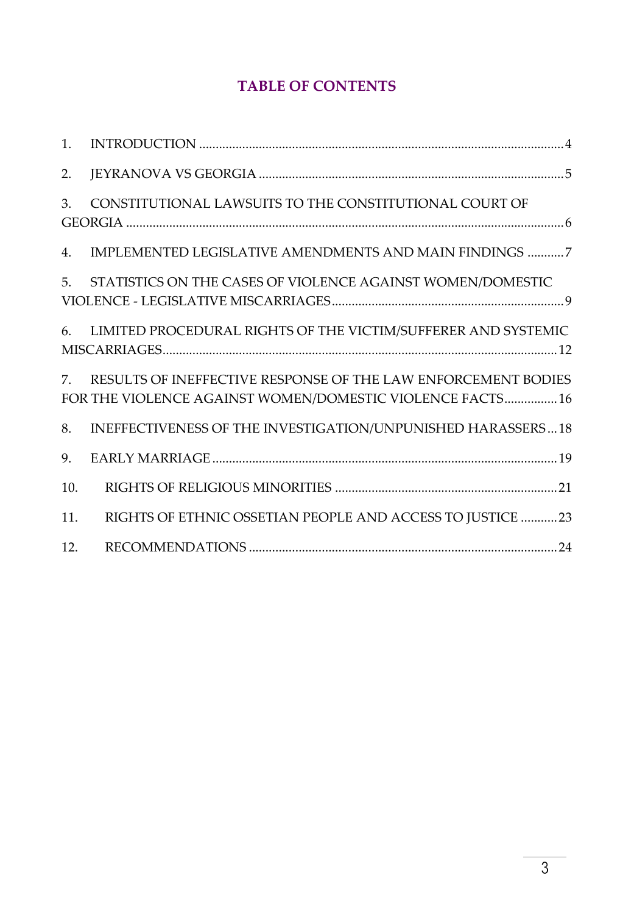# TABLE OF CONTENTS

1. INTRODUCTION ... 4
2. JEYRANOVA VS GEORGIA ... 5
3. CONSTITUTIONAL LAWSUITS TO THE CONSTITUTIONAL COURT OF GEORGIA ... 6
4. IMPLEMENTED LEGISLATIVE AMENDMENTS AND MAIN FINDINGS ... 7
5. STATISTICS ON THE CASES OF VIOLENCE AGAINST WOMEN/DOMESTIC VIOLENCE - LEGISLATIVE MISCARRIAGES ... 9
6. LIMITED PROCEDURAL RIGHTS OF THE VICTIM/SUFFERER AND SYSTEMIC MISCARRIAGES ... 12
7. RESULTS OF INEFFECTIVE RESPONSE OF THE LAW ENFORCEMENT BODIES FOR THE VIOLENCE AGAINST WOMEN/DOMESTIC VIOLENCE FACTS ... 16
8. INEFFECTIVENESS OF THE INVESTIGATION/UNPUNISHED HARASSERS ... 18
9. EARLY MARRIAGE ... 19
10. RIGHTS OF RELIGIOUS MINORITIES ... 21
11. RIGHTS OF ETHNIC OSSETIAN PEOPLE AND ACCESS TO JUSTICE ... 23
12. RECOMMENDATIONS ... 24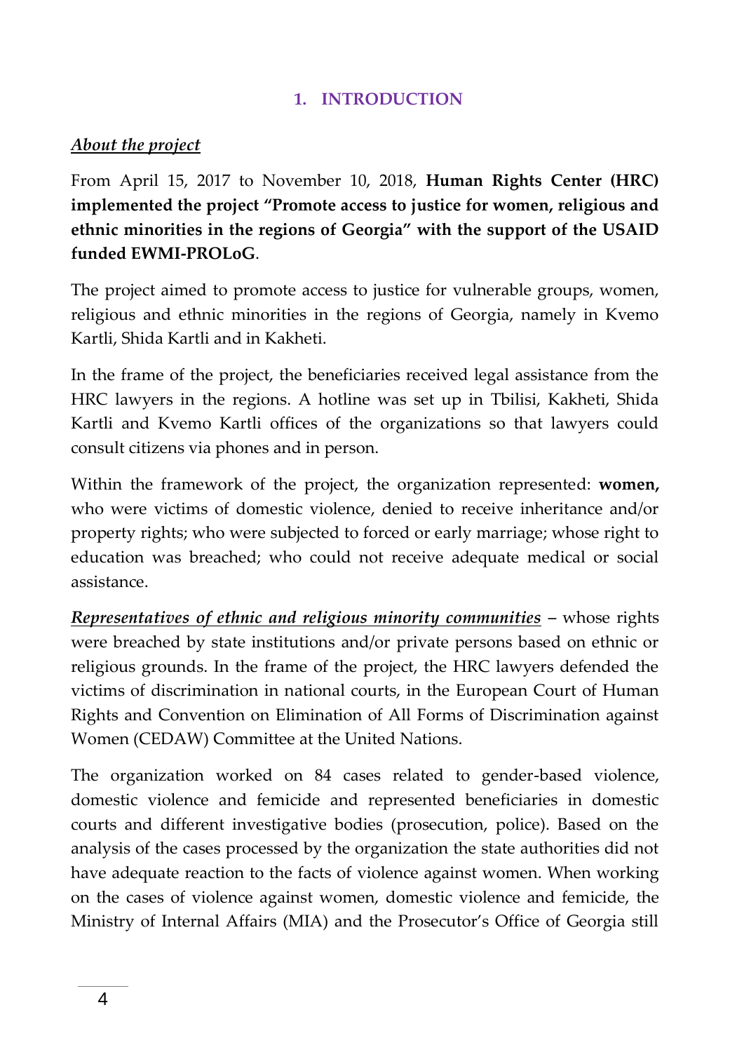## 1. INTRODUCTION

***About the project***

From April 15, 2017 to November 10, 2018, **Human Rights Center (HRC) implemented the project "Promote access to justice for women, religious and ethnic minorities in the regions of Georgia" with the support of the USAID funded EWMI-PROLoG**.

The project aimed to promote access to justice for vulnerable groups, women, religious and ethnic minorities in the regions of Georgia, namely in Kvemo Kartli, Shida Kartli and in Kakheti.

In the frame of the project, the beneficiaries received legal assistance from the HRC lawyers in the regions. A hotline was set up in Tbilisi, Kakheti, Shida Kartli and Kvemo Kartli offices of the organizations so that lawyers could consult citizens via phones and in person.

Within the framework of the project, the organization represented: **women,** who were victims of domestic violence, denied to receive inheritance and/or property rights; who were subjected to forced or early marriage; whose right to education was breached; who could not receive adequate medical or social assistance.

***Representatives of ethnic and religious minority communities*** – whose rights were breached by state institutions and/or private persons based on ethnic or religious grounds. In the frame of the project, the HRC lawyers defended the victims of discrimination in national courts, in the European Court of Human Rights and Convention on Elimination of All Forms of Discrimination against Women (CEDAW) Committee at the United Nations.

The organization worked on 84 cases related to gender-based violence, domestic violence and femicide and represented beneficiaries in domestic courts and different investigative bodies (prosecution, police). Based on the analysis of the cases processed by the organization the state authorities did not have adequate reaction to the facts of violence against women. When working on the cases of violence against women, domestic violence and femicide, the Ministry of Internal Affairs (MIA) and the Prosecutor's Office of Georgia still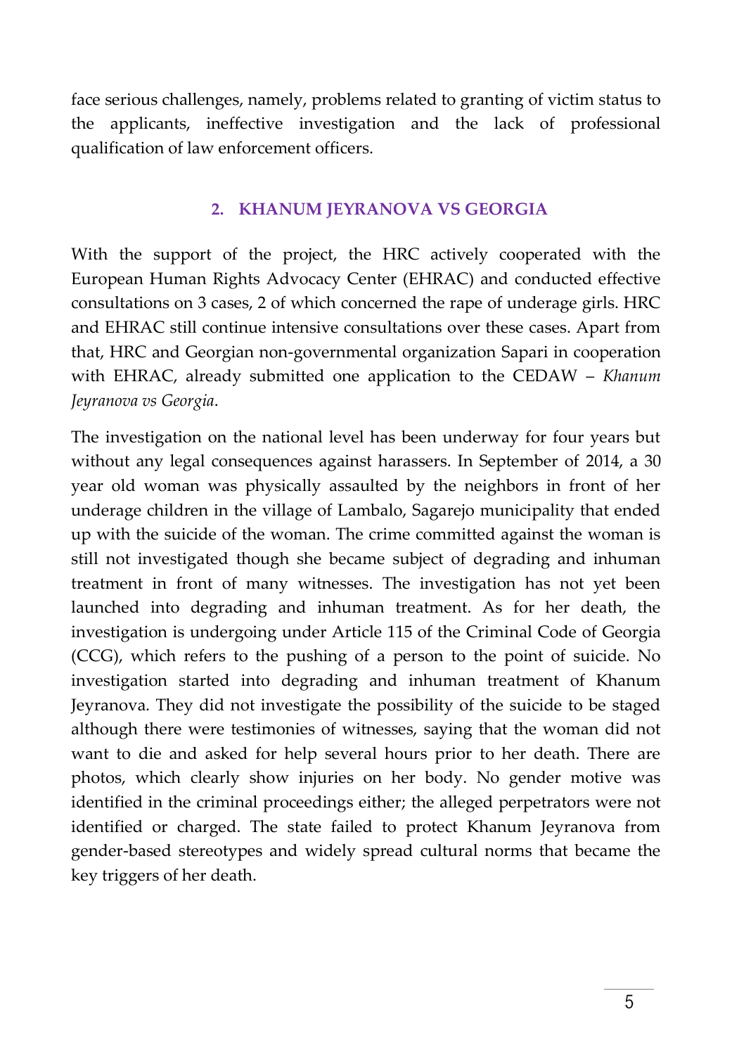face serious challenges, namely, problems related to granting of victim status to the applicants, ineffective investigation and the lack of professional qualification of law enforcement officers.

## 2. KHANUM JEYRANOVA VS GEORGIA

With the support of the project, the HRC actively cooperated with the European Human Rights Advocacy Center (EHRAC) and conducted effective consultations on 3 cases, 2 of which concerned the rape of underage girls. HRC and EHRAC still continue intensive consultations over these cases. Apart from that, HRC and Georgian non-governmental organization Sapari in cooperation with EHRAC, already submitted one application to the CEDAW – *Khanum Jeyranova vs Georgia*.

The investigation on the national level has been underway for four years but without any legal consequences against harassers. In September of 2014, a 30 year old woman was physically assaulted by the neighbors in front of her underage children in the village of Lambalo, Sagarejo municipality that ended up with the suicide of the woman. The crime committed against the woman is still not investigated though she became subject of degrading and inhuman treatment in front of many witnesses. The investigation has not yet been launched into degrading and inhuman treatment. As for her death, the investigation is undergoing under Article 115 of the Criminal Code of Georgia (CCG), which refers to the pushing of a person to the point of suicide. No investigation started into degrading and inhuman treatment of Khanum Jeyranova. They did not investigate the possibility of the suicide to be staged although there were testimonies of witnesses, saying that the woman did not want to die and asked for help several hours prior to her death. There are photos, which clearly show injuries on her body. No gender motive was identified in the criminal proceedings either; the alleged perpetrators were not identified or charged. The state failed to protect Khanum Jeyranova from gender-based stereotypes and widely spread cultural norms that became the key triggers of her death.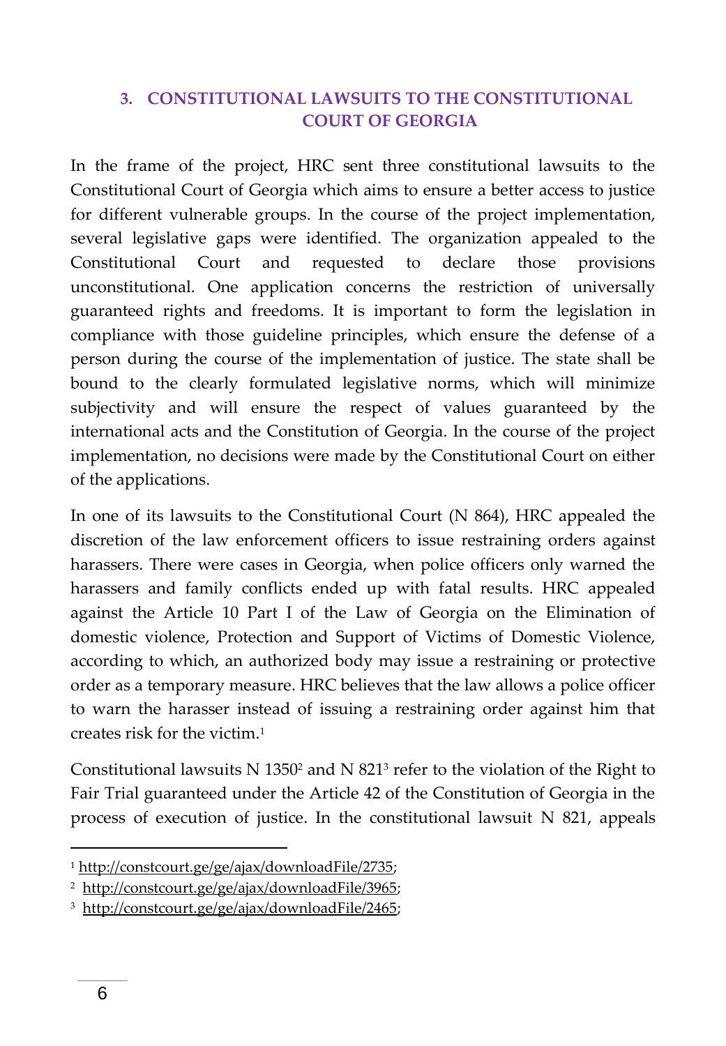## 3. CONSTITUTIONAL LAWSUITS TO THE CONSTITUTIONAL COURT OF GEORGIA

In the frame of the project, HRC sent three constitutional lawsuits to the Constitutional Court of Georgia which aims to ensure a better access to justice for different vulnerable groups. In the course of the project implementation, several legislative gaps were identified. The organization appealed to the Constitutional Court and requested to declare those provisions unconstitutional. One application concerns the restriction of universally guaranteed rights and freedoms. It is important to form the legislation in compliance with those guideline principles, which ensure the defense of a person during the course of the implementation of justice. The state shall be bound to the clearly formulated legislative norms, which will minimize subjectivity and will ensure the respect of values guaranteed by the international acts and the Constitution of Georgia. In the course of the project implementation, no decisions were made by the Constitutional Court on either of the applications.

In one of its lawsuits to the Constitutional Court (N 864), HRC appealed the discretion of the law enforcement officers to issue restraining orders against harassers. There were cases in Georgia, when police officers only warned the harassers and family conflicts ended up with fatal results. HRC appealed against the Article 10 Part I of the Law of Georgia on the Elimination of domestic violence, Protection and Support of Victims of Domestic Violence, according to which, an authorized body may issue a restraining or protective order as a temporary measure. HRC believes that the law allows a police officer to warn the harasser instead of issuing a restraining order against him that creates risk for the victim.[1]

Constitutional lawsuits N 1350[2] and N 821[3] refer to the violation of the Right to Fair Trial guaranteed under the Article 42 of the Constitution of Georgia in the process of execution of justice. In the constitutional lawsuit N 821, appeals

---

[1] http://constcourt.ge/ge/ajax/downloadFile/2735;

[2] http://constcourt.ge/ge/ajax/downloadFile/3965;

[3] http://constcourt.ge/ge/ajax/downloadFile/2465;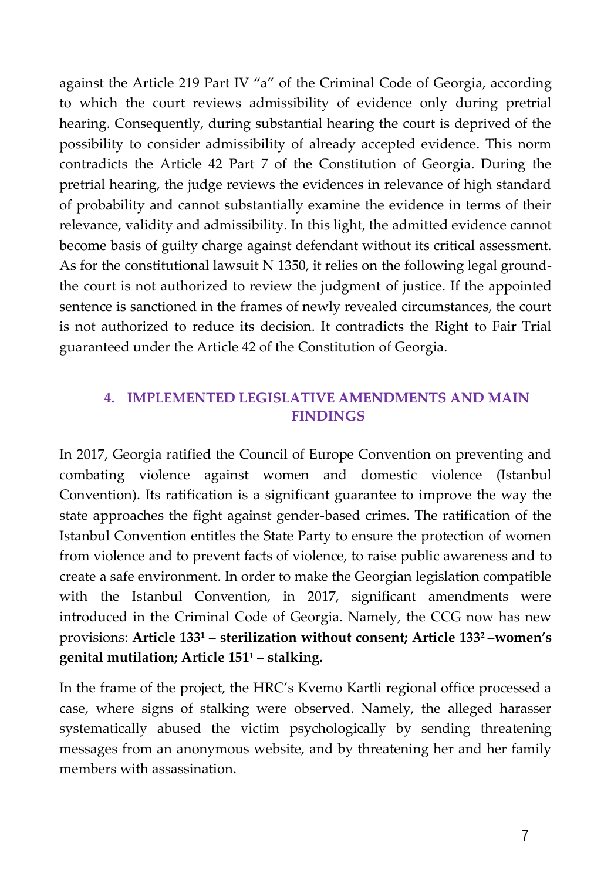against the Article 219 Part IV "a" of the Criminal Code of Georgia, according to which the court reviews admissibility of evidence only during pretrial hearing. Consequently, during substantial hearing the court is deprived of the possibility to consider admissibility of already accepted evidence. This norm contradicts the Article 42 Part 7 of the Constitution of Georgia. During the pretrial hearing, the judge reviews the evidences in relevance of high standard of probability and cannot substantially examine the evidence in terms of their relevance, validity and admissibility. In this light, the admitted evidence cannot become basis of guilty charge against defendant without its critical assessment. As for the constitutional lawsuit N 1350, it relies on the following legal ground- the court is not authorized to review the judgment of justice. If the appointed sentence is sanctioned in the frames of newly revealed circumstances, the court is not authorized to reduce its decision. It contradicts the Right to Fair Trial guaranteed under the Article 42 of the Constitution of Georgia.

## 4. IMPLEMENTED LEGISLATIVE AMENDMENTS AND MAIN FINDINGS

In 2017, Georgia ratified the Council of Europe Convention on preventing and combating violence against women and domestic violence (Istanbul Convention). Its ratification is a significant guarantee to improve the way the state approaches the fight against gender-based crimes. The ratification of the Istanbul Convention entitles the State Party to ensure the protection of women from violence and to prevent facts of violence, to raise public awareness and to create a safe environment. In order to make the Georgian legislation compatible with the Istanbul Convention, in 2017, significant amendments were introduced in the Criminal Code of Georgia. Namely, the CCG now has new provisions: **Article 133$^1$ – sterilization without consent; Article 133$^2$ –women's genital mutilation; Article 151$^1$ – stalking.**

In the frame of the project, the HRC's Kvemo Kartli regional office processed a case, where signs of stalking were observed. Namely, the alleged harasser systematically abused the victim psychologically by sending threatening messages from an anonymous website, and by threatening her and her family members with assassination.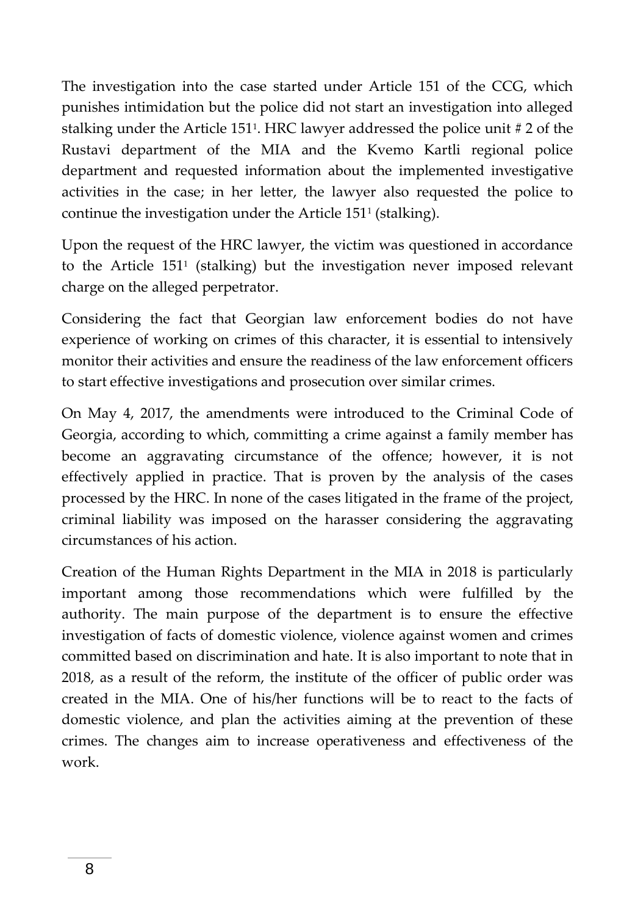The investigation into the case started under Article 151 of the CCG, which punishes intimidation but the police did not start an investigation into alleged stalking under the Article $151^1$. HRC lawyer addressed the police unit # 2 of the Rustavi department of the MIA and the Kvemo Kartli regional police department and requested information about the implemented investigative activities in the case; in her letter, the lawyer also requested the police to continue the investigation under the Article $151^1$ (stalking).

Upon the request of the HRC lawyer, the victim was questioned in accordance to the Article $151^1$ (stalking) but the investigation never imposed relevant charge on the alleged perpetrator.

Considering the fact that Georgian law enforcement bodies do not have experience of working on crimes of this character, it is essential to intensively monitor their activities and ensure the readiness of the law enforcement officers to start effective investigations and prosecution over similar crimes.

On May 4, 2017, the amendments were introduced to the Criminal Code of Georgia, according to which, committing a crime against a family member has become an aggravating circumstance of the offence; however, it is not effectively applied in practice. That is proven by the analysis of the cases processed by the HRC. In none of the cases litigated in the frame of the project, criminal liability was imposed on the harasser considering the aggravating circumstances of his action.

Creation of the Human Rights Department in the MIA in 2018 is particularly important among those recommendations which were fulfilled by the authority. The main purpose of the department is to ensure the effective investigation of facts of domestic violence, violence against women and crimes committed based on discrimination and hate. It is also important to note that in 2018, as a result of the reform, the institute of the officer of public order was created in the MIA. One of his/her functions will be to react to the facts of domestic violence, and plan the activities aiming at the prevention of these crimes. The changes aim to increase operativeness and effectiveness of the work.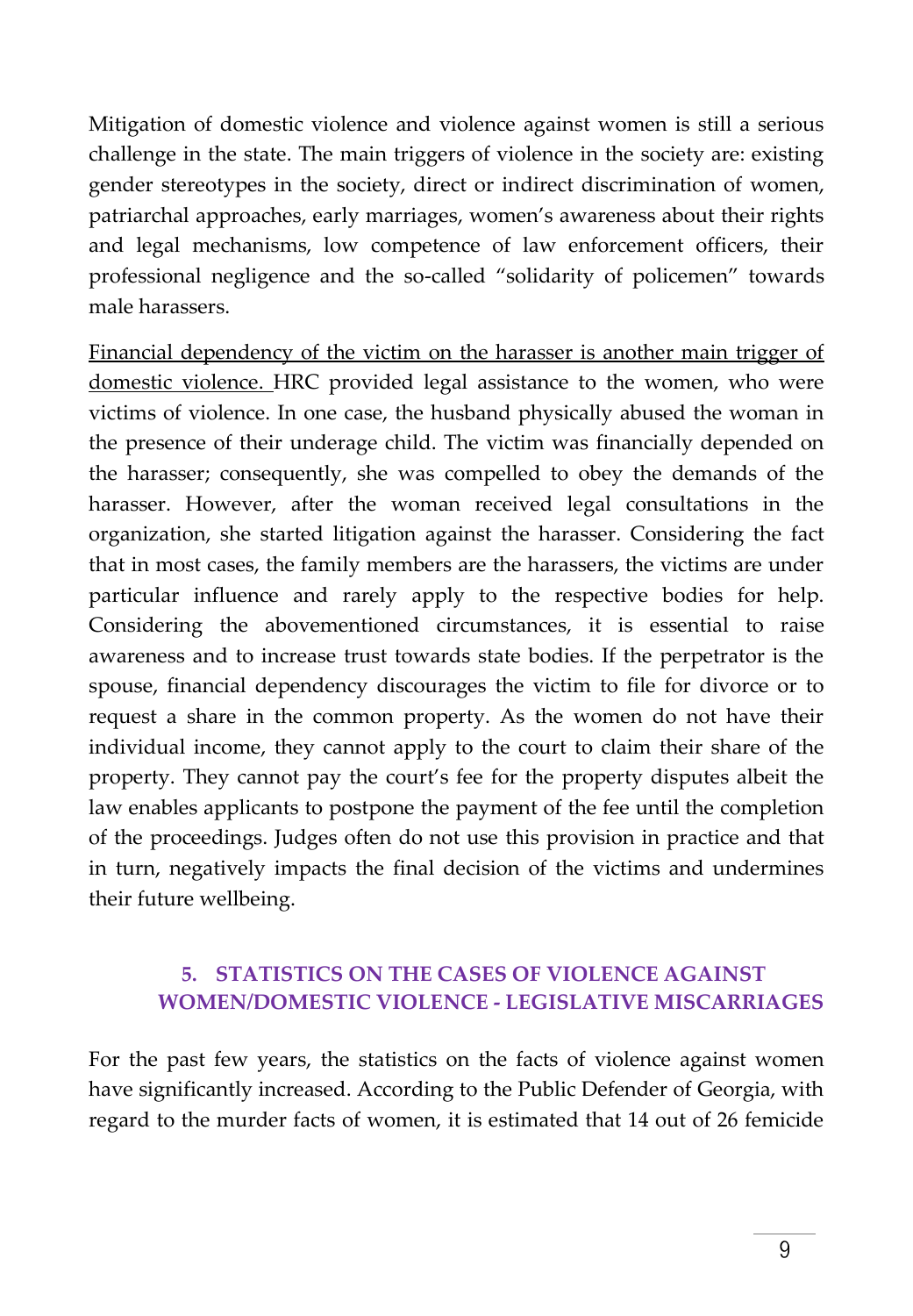Mitigation of domestic violence and violence against women is still a serious challenge in the state. The main triggers of violence in the society are: existing gender stereotypes in the society, direct or indirect discrimination of women, patriarchal approaches, early marriages, women's awareness about their rights and legal mechanisms, low competence of law enforcement officers, their professional negligence and the so-called "solidarity of policemen" towards male harassers.

<u>Financial dependency of the victim on the harasser is another main trigger of domestic violence.</u> HRC provided legal assistance to the women, who were victims of violence. In one case, the husband physically abused the woman in the presence of their underage child. The victim was financially depended on the harasser; consequently, she was compelled to obey the demands of the harasser. However, after the woman received legal consultations in the organization, she started litigation against the harasser. Considering the fact that in most cases, the family members are the harassers, the victims are under particular influence and rarely apply to the respective bodies for help. Considering the abovementioned circumstances, it is essential to raise awareness and to increase trust towards state bodies. If the perpetrator is the spouse, financial dependency discourages the victim to file for divorce or to request a share in the common property. As the women do not have their individual income, they cannot apply to the court to claim their share of the property. They cannot pay the court's fee for the property disputes albeit the law enables applicants to postpone the payment of the fee until the completion of the proceedings. Judges often do not use this provision in practice and that in turn, negatively impacts the final decision of the victims and undermines their future wellbeing.

## 5. STATISTICS ON THE CASES OF VIOLENCE AGAINST WOMEN/DOMESTIC VIOLENCE - LEGISLATIVE MISCARRIAGES

For the past few years, the statistics on the facts of violence against women have significantly increased. According to the Public Defender of Georgia, with regard to the murder facts of women, it is estimated that 14 out of 26 femicide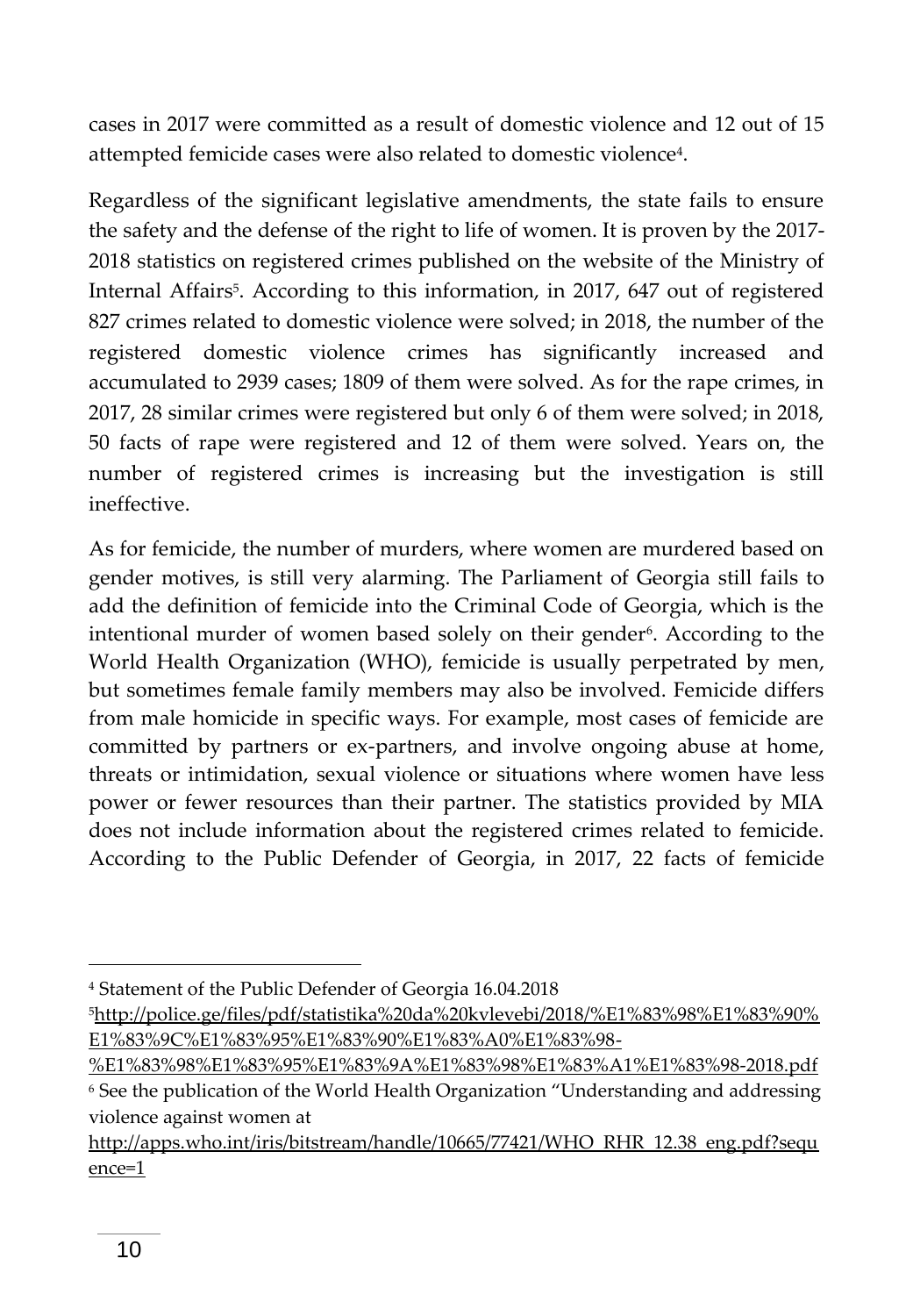cases in 2017 were committed as a result of domestic violence and 12 out of 15 attempted femicide cases were also related to domestic violence[4].

Regardless of the significant legislative amendments, the state fails to ensure the safety and the defense of the right to life of women. It is proven by the 2017-2018 statistics on registered crimes published on the website of the Ministry of Internal Affairs[5]. According to this information, in 2017, 647 out of registered 827 crimes related to domestic violence were solved; in 2018, the number of the registered domestic violence crimes has significantly increased and accumulated to 2939 cases; 1809 of them were solved. As for the rape crimes, in 2017, 28 similar crimes were registered but only 6 of them were solved; in 2018, 50 facts of rape were registered and 12 of them were solved. Years on, the number of registered crimes is increasing but the investigation is still ineffective.

As for femicide, the number of murders, where women are murdered based on gender motives, is still very alarming. The Parliament of Georgia still fails to add the definition of femicide into the Criminal Code of Georgia, which is the intentional murder of women based solely on their gender[6]. According to the World Health Organization (WHO), femicide is usually perpetrated by men, but sometimes female family members may also be involved. Femicide differs from male homicide in specific ways. For example, most cases of femicide are committed by partners or ex-partners, and involve ongoing abuse at home, threats or intimidation, sexual violence or situations where women have less power or fewer resources than their partner. The statistics provided by MIA does not include information about the registered crimes related to femicide. According to the Public Defender of Georgia, in 2017, 22 facts of femicide

---

[4] Statement of the Public Defender of Georgia 16.04.2018

[5] http://police.ge/files/pdf/statistika%20da%20kvlevebi/2018/%E1%83%98%E1%83%90%E1%83%9C%E1%83%95%E1%83%90%E1%83%A0%E1%83%98-%E1%83%98%E1%83%95%E1%83%9A%E1%83%98%E1%83%A1%E1%83%98-2018.pdf

[6] See the publication of the World Health Organization "Understanding and addressing violence against women at http://apps.who.int/iris/bitstream/handle/10665/77421/WHO_RHR_12.38_eng.pdf?sequence=1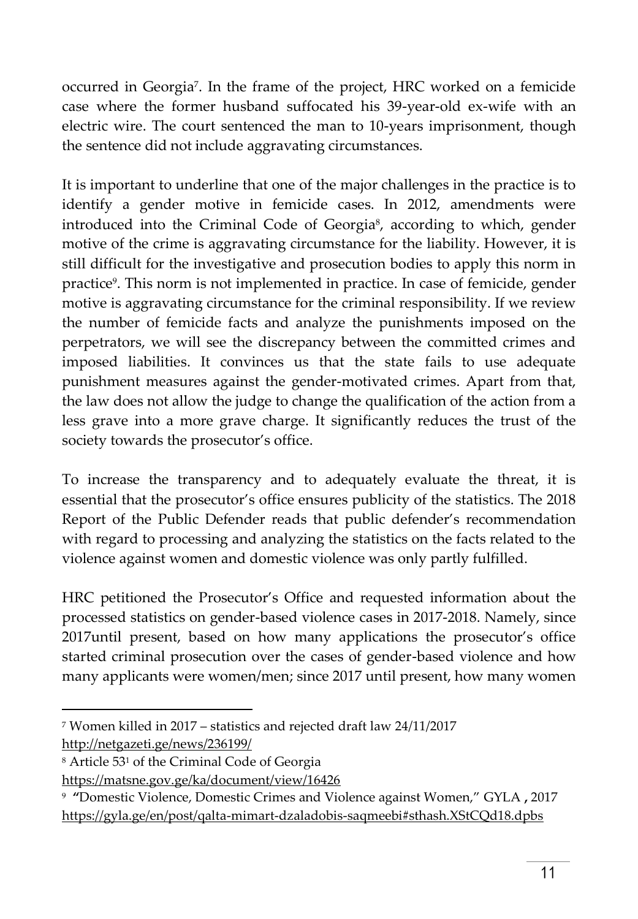occurred in Georgia[7]. In the frame of the project, HRC worked on a femicide case where the former husband suffocated his 39-year-old ex-wife with an electric wire. The court sentenced the man to 10-years imprisonment, though the sentence did not include aggravating circumstances.

It is important to underline that one of the major challenges in the practice is to identify a gender motive in femicide cases. In 2012, amendments were introduced into the Criminal Code of Georgia[8], according to which, gender motive of the crime is aggravating circumstance for the liability. However, it is still difficult for the investigative and prosecution bodies to apply this norm in practice[9]. This norm is not implemented in practice. In case of femicide, gender motive is aggravating circumstance for the criminal responsibility. If we review the number of femicide facts and analyze the punishments imposed on the perpetrators, we will see the discrepancy between the committed crimes and imposed liabilities. It convinces us that the state fails to use adequate punishment measures against the gender-motivated crimes. Apart from that, the law does not allow the judge to change the qualification of the action from a less grave into a more grave charge. It significantly reduces the trust of the society towards the prosecutor's office.

To increase the transparency and to adequately evaluate the threat, it is essential that the prosecutor's office ensures publicity of the statistics. The 2018 Report of the Public Defender reads that public defender's recommendation with regard to processing and analyzing the statistics on the facts related to the violence against women and domestic violence was only partly fulfilled.

HRC petitioned the Prosecutor's Office and requested information about the processed statistics on gender-based violence cases in 2017-2018. Namely, since 2017until present, based on how many applications the prosecutor's office started criminal prosecution over the cases of gender-based violence and how many applicants were women/men; since 2017 until present, how many women

---

[7] Women killed in 2017 – statistics and rejected draft law 24/11/2017 http://netgazeti.ge/news/236199/

[8] Article 53[1] of the Criminal Code of Georgia https://matsne.gov.ge/ka/document/view/16426

[9] **"**Domestic Violence, Domestic Crimes and Violence against Women," GYLA **,** 2017 https://gyla.ge/en/post/qalta-mimart-dzaladobis-saqmeebi#sthash.XStCQd18.dpbs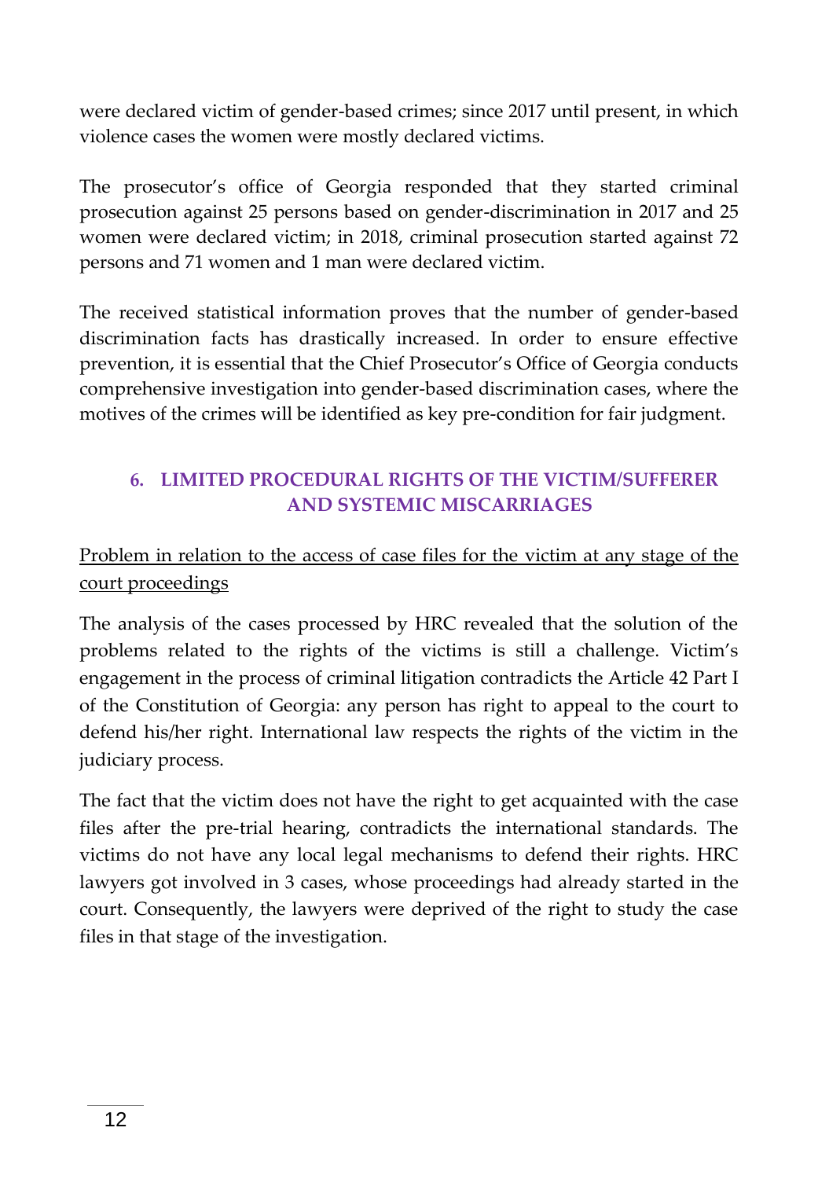were declared victim of gender-based crimes; since 2017 until present, in which violence cases the women were mostly declared victims.

The prosecutor's office of Georgia responded that they started criminal prosecution against 25 persons based on gender-discrimination in 2017 and 25 women were declared victim; in 2018, criminal prosecution started against 72 persons and 71 women and 1 man were declared victim.

The received statistical information proves that the number of gender-based discrimination facts has drastically increased. In order to ensure effective prevention, it is essential that the Chief Prosecutor's Office of Georgia conducts comprehensive investigation into gender-based discrimination cases, where the motives of the crimes will be identified as key pre-condition for fair judgment.

## 6. LIMITED PROCEDURAL RIGHTS OF THE VICTIM/SUFFERER AND SYSTEMIC MISCARRIAGES

<u>Problem in relation to the access of case files for the victim at any stage of the court proceedings</u>

The analysis of the cases processed by HRC revealed that the solution of the problems related to the rights of the victims is still a challenge. Victim's engagement in the process of criminal litigation contradicts the Article 42 Part I of the Constitution of Georgia: any person has right to appeal to the court to defend his/her right. International law respects the rights of the victim in the judiciary process.

The fact that the victim does not have the right to get acquainted with the case files after the pre-trial hearing, contradicts the international standards. The victims do not have any local legal mechanisms to defend their rights. HRC lawyers got involved in 3 cases, whose proceedings had already started in the court. Consequently, the lawyers were deprived of the right to study the case files in that stage of the investigation.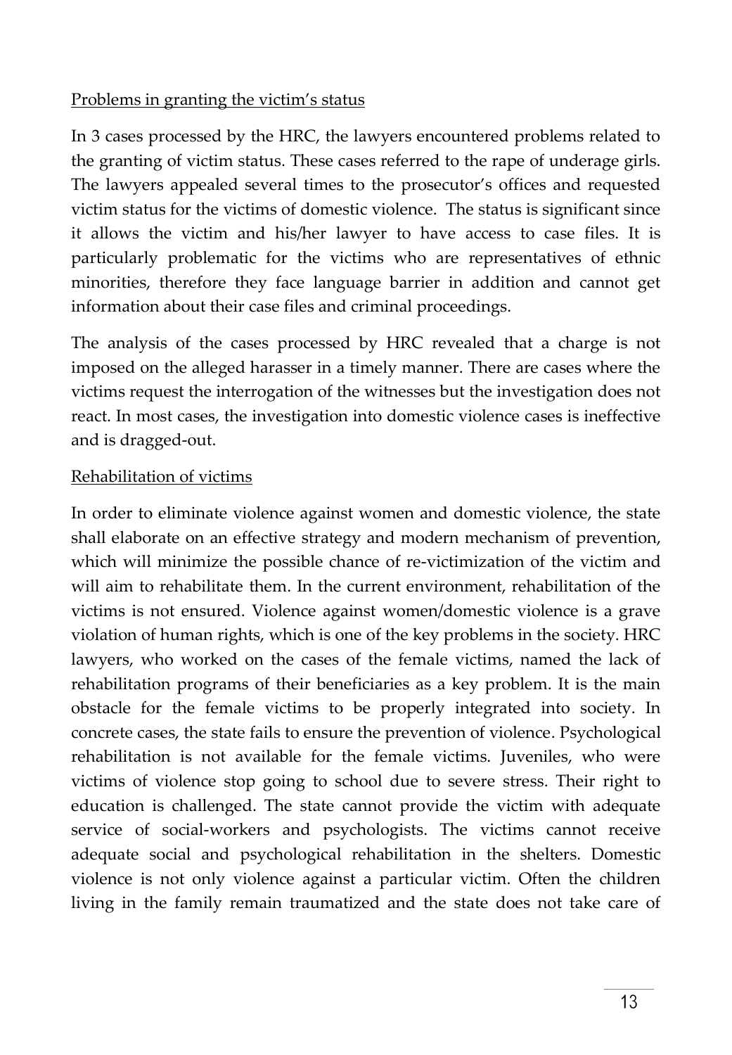Problems in granting the victim's status

In 3 cases processed by the HRC, the lawyers encountered problems related to the granting of victim status. These cases referred to the rape of underage girls. The lawyers appealed several times to the prosecutor's offices and requested victim status for the victims of domestic violence. The status is significant since it allows the victim and his/her lawyer to have access to case files. It is particularly problematic for the victims who are representatives of ethnic minorities, therefore they face language barrier in addition and cannot get information about their case files and criminal proceedings.

The analysis of the cases processed by HRC revealed that a charge is not imposed on the alleged harasser in a timely manner. There are cases where the victims request the interrogation of the witnesses but the investigation does not react. In most cases, the investigation into domestic violence cases is ineffective and is dragged-out.

Rehabilitation of victims

In order to eliminate violence against women and domestic violence, the state shall elaborate on an effective strategy and modern mechanism of prevention, which will minimize the possible chance of re-victimization of the victim and will aim to rehabilitate them. In the current environment, rehabilitation of the victims is not ensured. Violence against women/domestic violence is a grave violation of human rights, which is one of the key problems in the society. HRC lawyers, who worked on the cases of the female victims, named the lack of rehabilitation programs of their beneficiaries as a key problem. It is the main obstacle for the female victims to be properly integrated into society. In concrete cases, the state fails to ensure the prevention of violence. Psychological rehabilitation is not available for the female victims. Juveniles, who were victims of violence stop going to school due to severe stress. Their right to education is challenged. The state cannot provide the victim with adequate service of social-workers and psychologists. The victims cannot receive adequate social and psychological rehabilitation in the shelters. Domestic violence is not only violence against a particular victim. Often the children living in the family remain traumatized and the state does not take care of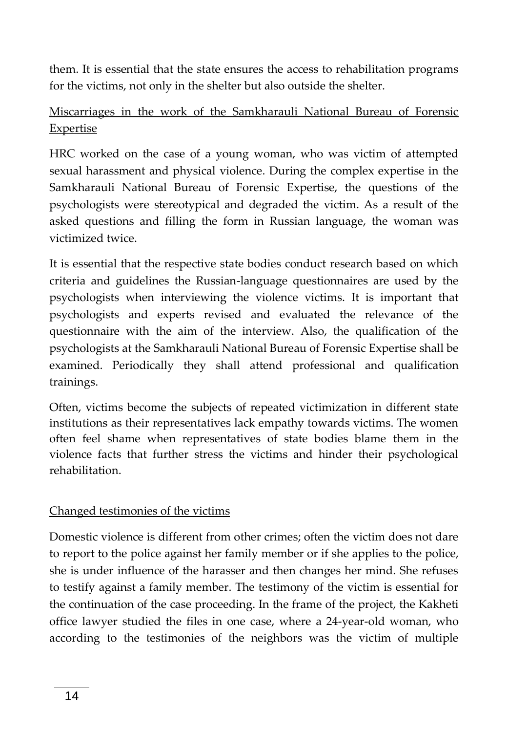them. It is essential that the state ensures the access to rehabilitation programs for the victims, not only in the shelter but also outside the shelter.

<u>Miscarriages in the work of the Samkharauli National Bureau of Forensic Expertise</u>

HRC worked on the case of a young woman, who was victim of attempted sexual harassment and physical violence. During the complex expertise in the Samkharauli National Bureau of Forensic Expertise, the questions of the psychologists were stereotypical and degraded the victim. As a result of the asked questions and filling the form in Russian language, the woman was victimized twice.

It is essential that the respective state bodies conduct research based on which criteria and guidelines the Russian-language questionnaires are used by the psychologists when interviewing the violence victims. It is important that psychologists and experts revised and evaluated the relevance of the questionnaire with the aim of the interview. Also, the qualification of the psychologists at the Samkharauli National Bureau of Forensic Expertise shall be examined. Periodically they shall attend professional and qualification trainings.

Often, victims become the subjects of repeated victimization in different state institutions as their representatives lack empathy towards victims. The women often feel shame when representatives of state bodies blame them in the violence facts that further stress the victims and hinder their psychological rehabilitation.

<u>Changed testimonies of the victims</u>

Domestic violence is different from other crimes; often the victim does not dare to report to the police against her family member or if she applies to the police, she is under influence of the harasser and then changes her mind. She refuses to testify against a family member. The testimony of the victim is essential for the continuation of the case proceeding. In the frame of the project, the Kakheti office lawyer studied the files in one case, where a 24-year-old woman, who according to the testimonies of the neighbors was the victim of multiple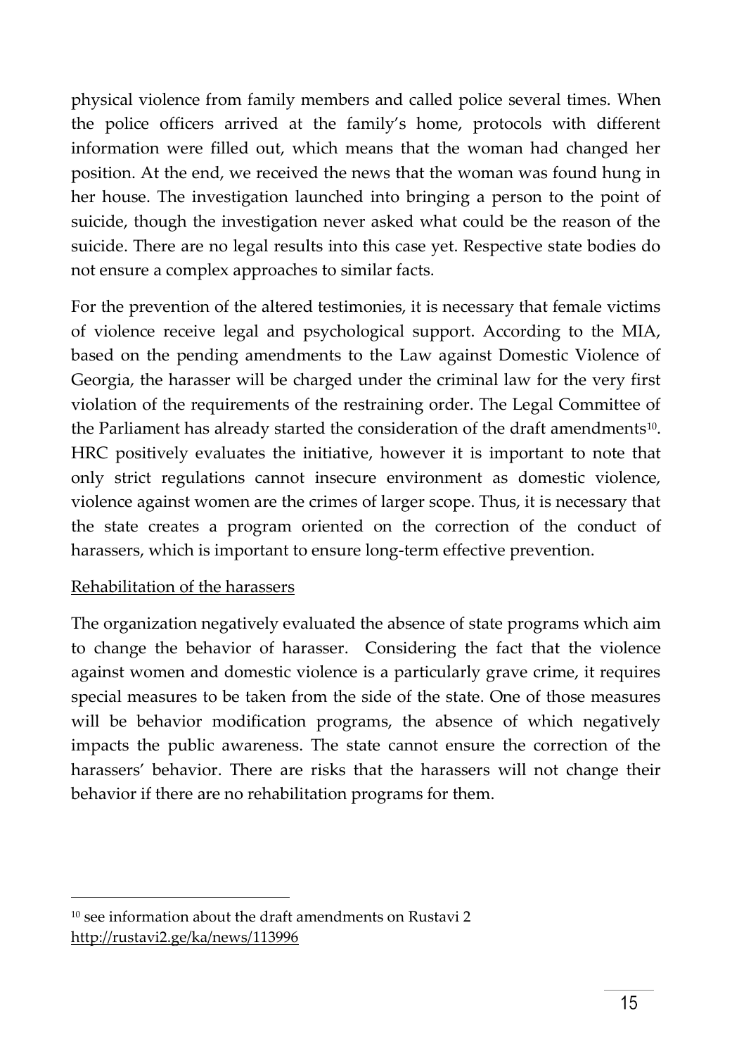physical violence from family members and called police several times. When the police officers arrived at the family's home, protocols with different information were filled out, which means that the woman had changed her position. At the end, we received the news that the woman was found hung in her house. The investigation launched into bringing a person to the point of suicide, though the investigation never asked what could be the reason of the suicide. There are no legal results into this case yet. Respective state bodies do not ensure a complex approaches to similar facts.

For the prevention of the altered testimonies, it is necessary that female victims of violence receive legal and psychological support. According to the MIA, based on the pending amendments to the Law against Domestic Violence of Georgia, the harasser will be charged under the criminal law for the very first violation of the requirements of the restraining order. The Legal Committee of the Parliament has already started the consideration of the draft amendments[10]. HRC positively evaluates the initiative, however it is important to note that only strict regulations cannot insecure environment as domestic violence, violence against women are the crimes of larger scope. Thus, it is necessary that the state creates a program oriented on the correction of the conduct of harassers, which is important to ensure long-term effective prevention.

<u>Rehabilitation of the harassers</u>

The organization negatively evaluated the absence of state programs which aim to change the behavior of harasser. Considering the fact that the violence against women and domestic violence is a particularly grave crime, it requires special measures to be taken from the side of the state. One of those measures will be behavior modification programs, the absence of which negatively impacts the public awareness. The state cannot ensure the correction of the harassers' behavior. There are risks that the harassers will not change their behavior if there are no rehabilitation programs for them.

---

[10] see information about the draft amendments on Rustavi 2 http://rustavi2.ge/ka/news/113996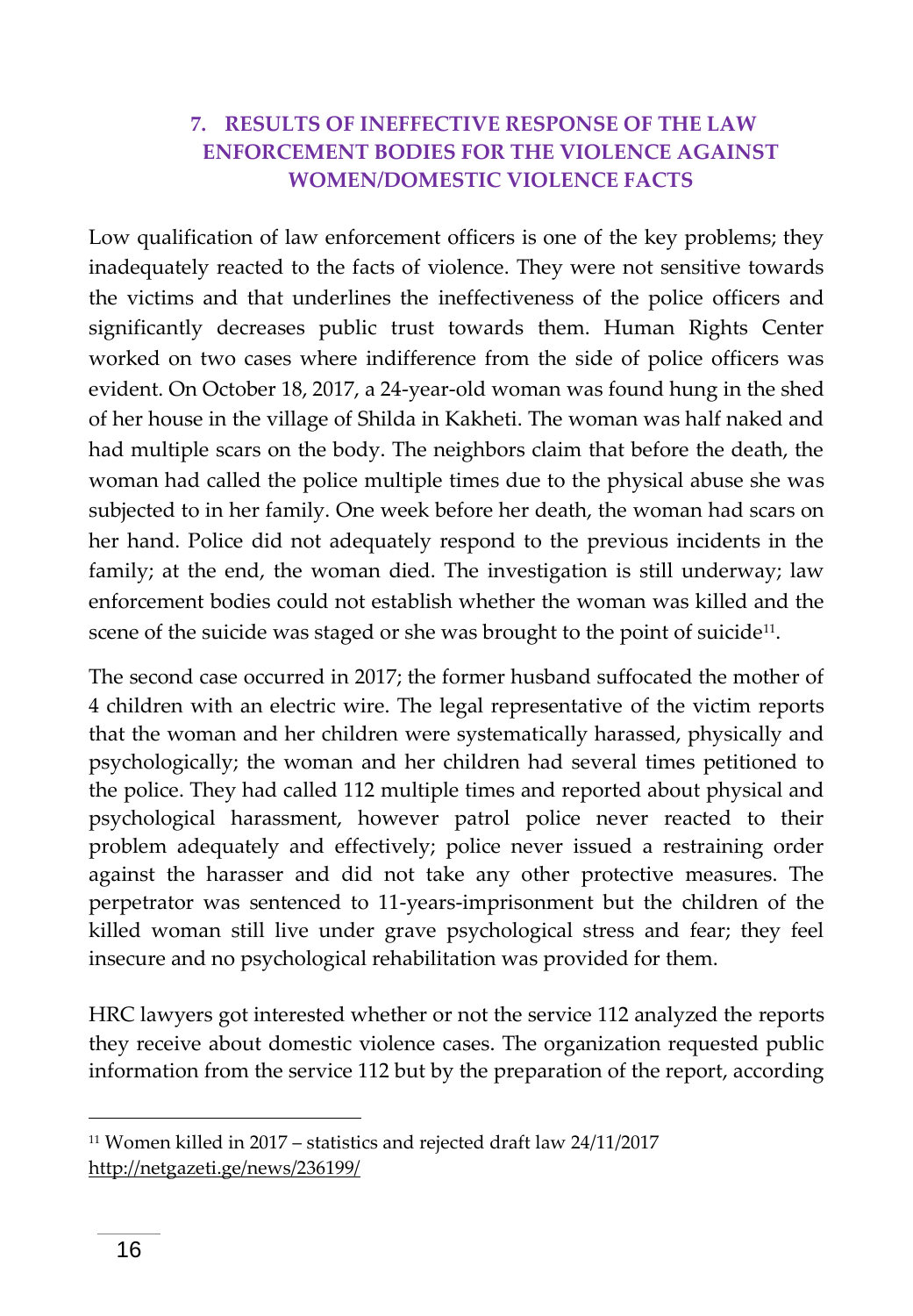## 7. RESULTS OF INEFFECTIVE RESPONSE OF THE LAW ENFORCEMENT BODIES FOR THE VIOLENCE AGAINST WOMEN/DOMESTIC VIOLENCE FACTS

Low qualification of law enforcement officers is one of the key problems; they inadequately reacted to the facts of violence. They were not sensitive towards the victims and that underlines the ineffectiveness of the police officers and significantly decreases public trust towards them. Human Rights Center worked on two cases where indifference from the side of police officers was evident. On October 18, 2017, a 24-year-old woman was found hung in the shed of her house in the village of Shilda in Kakheti. The woman was half naked and had multiple scars on the body. The neighbors claim that before the death, the woman had called the police multiple times due to the physical abuse she was subjected to in her family. One week before her death, the woman had scars on her hand. Police did not adequately respond to the previous incidents in the family; at the end, the woman died. The investigation is still underway; law enforcement bodies could not establish whether the woman was killed and the scene of the suicide was staged or she was brought to the point of suicide[11].

The second case occurred in 2017; the former husband suffocated the mother of 4 children with an electric wire. The legal representative of the victim reports that the woman and her children were systematically harassed, physically and psychologically; the woman and her children had several times petitioned to the police. They had called 112 multiple times and reported about physical and psychological harassment, however patrol police never reacted to their problem adequately and effectively; police never issued a restraining order against the harasser and did not take any other protective measures. The perpetrator was sentenced to 11-years-imprisonment but the children of the killed woman still live under grave psychological stress and fear; they feel insecure and no psychological rehabilitation was provided for them.

HRC lawyers got interested whether or not the service 112 analyzed the reports they receive about domestic violence cases. The organization requested public information from the service 112 but by the preparation of the report, according

---

[11] Women killed in 2017 – statistics and rejected draft law 24/11/2017 http://netgazeti.ge/news/236199/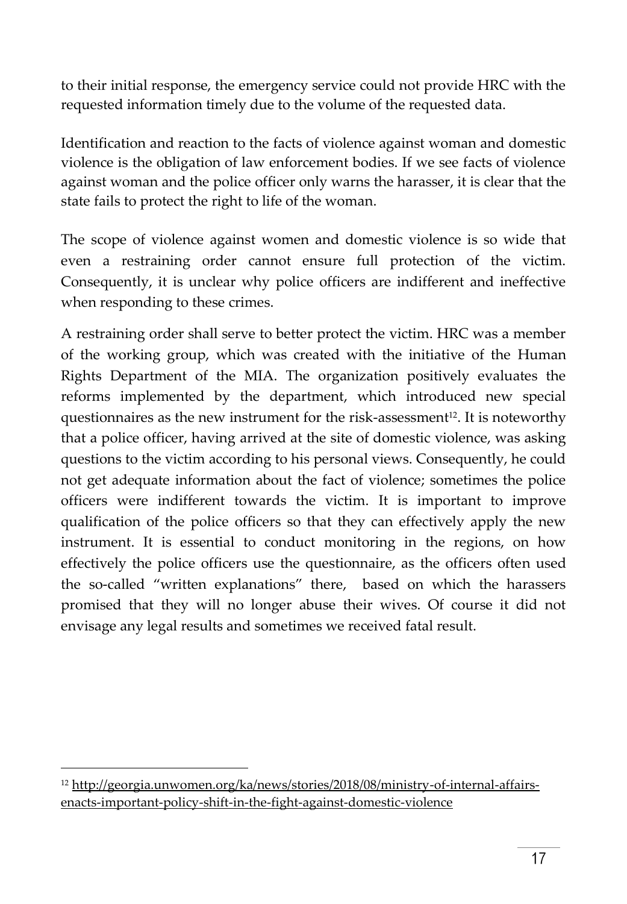to their initial response, the emergency service could not provide HRC with the requested information timely due to the volume of the requested data.

Identification and reaction to the facts of violence against woman and domestic violence is the obligation of law enforcement bodies. If we see facts of violence against woman and the police officer only warns the harasser, it is clear that the state fails to protect the right to life of the woman.

The scope of violence against women and domestic violence is so wide that even a restraining order cannot ensure full protection of the victim. Consequently, it is unclear why police officers are indifferent and ineffective when responding to these crimes.

A restraining order shall serve to better protect the victim. HRC was a member of the working group, which was created with the initiative of the Human Rights Department of the MIA. The organization positively evaluates the reforms implemented by the department, which introduced new special questionnaires as the new instrument for the risk-assessment[12]. It is noteworthy that a police officer, having arrived at the site of domestic violence, was asking questions to the victim according to his personal views. Consequently, he could not get adequate information about the fact of violence; sometimes the police officers were indifferent towards the victim. It is important to improve qualification of the police officers so that they can effectively apply the new instrument. It is essential to conduct monitoring in the regions, on how effectively the police officers use the questionnaire, as the officers often used the so-called "written explanations" there, based on which the harassers promised that they will no longer abuse their wives. Of course it did not envisage any legal results and sometimes we received fatal result.

---

[12] http://georgia.unwomen.org/ka/news/stories/2018/08/ministry-of-internal-affairs-enacts-important-policy-shift-in-the-fight-against-domestic-violence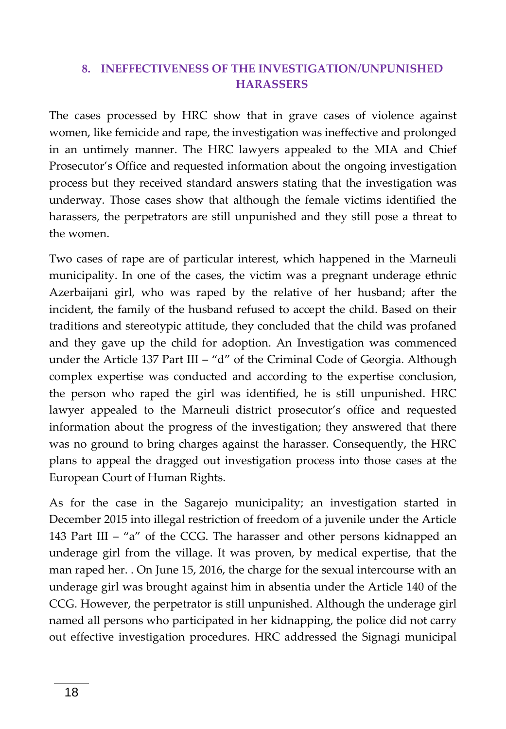## 8. INEFFECTIVENESS OF THE INVESTIGATION/UNPUNISHED HARASSERS

The cases processed by HRC show that in grave cases of violence against women, like femicide and rape, the investigation was ineffective and prolonged in an untimely manner. The HRC lawyers appealed to the MIA and Chief Prosecutor's Office and requested information about the ongoing investigation process but they received standard answers stating that the investigation was underway. Those cases show that although the female victims identified the harassers, the perpetrators are still unpunished and they still pose a threat to the women.

Two cases of rape are of particular interest, which happened in the Marneuli municipality. In one of the cases, the victim was a pregnant underage ethnic Azerbaijani girl, who was raped by the relative of her husband; after the incident, the family of the husband refused to accept the child. Based on their traditions and stereotypic attitude, they concluded that the child was profaned and they gave up the child for adoption. An Investigation was commenced under the Article 137 Part III – "d" of the Criminal Code of Georgia. Although complex expertise was conducted and according to the expertise conclusion, the person who raped the girl was identified, he is still unpunished. HRC lawyer appealed to the Marneuli district prosecutor's office and requested information about the progress of the investigation; they answered that there was no ground to bring charges against the harasser. Consequently, the HRC plans to appeal the dragged out investigation process into those cases at the European Court of Human Rights.

As for the case in the Sagarejo municipality; an investigation started in December 2015 into illegal restriction of freedom of a juvenile under the Article 143 Part III – "a" of the CCG. The harasser and other persons kidnapped an underage girl from the village. It was proven, by medical expertise, that the man raped her. . On June 15, 2016, the charge for the sexual intercourse with an underage girl was brought against him in absentia under the Article 140 of the CCG. However, the perpetrator is still unpunished. Although the underage girl named all persons who participated in her kidnapping, the police did not carry out effective investigation procedures. HRC addressed the Signagi municipal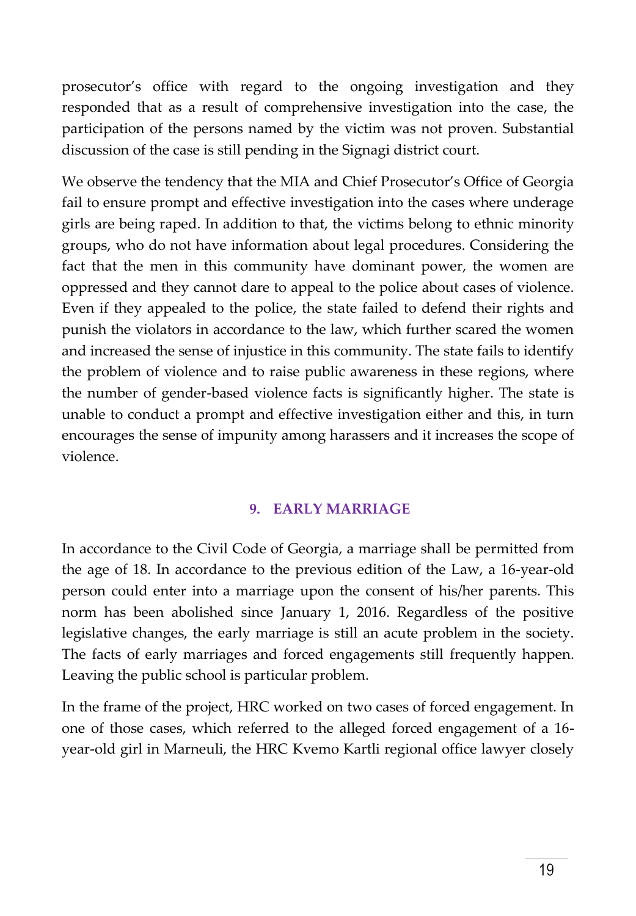prosecutor's office with regard to the ongoing investigation and they responded that as a result of comprehensive investigation into the case, the participation of the persons named by the victim was not proven. Substantial discussion of the case is still pending in the Signagi district court.

We observe the tendency that the MIA and Chief Prosecutor's Office of Georgia fail to ensure prompt and effective investigation into the cases where underage girls are being raped. In addition to that, the victims belong to ethnic minority groups, who do not have information about legal procedures. Considering the fact that the men in this community have dominant power, the women are oppressed and they cannot dare to appeal to the police about cases of violence. Even if they appealed to the police, the state failed to defend their rights and punish the violators in accordance to the law, which further scared the women and increased the sense of injustice in this community. The state fails to identify the problem of violence and to raise public awareness in these regions, where the number of gender-based violence facts is significantly higher. The state is unable to conduct a prompt and effective investigation either and this, in turn encourages the sense of impunity among harassers and it increases the scope of violence.

## 9. EARLY MARRIAGE

In accordance to the Civil Code of Georgia, a marriage shall be permitted from the age of 18. In accordance to the previous edition of the Law, a 16-year-old person could enter into a marriage upon the consent of his/her parents. This norm has been abolished since January 1, 2016. Regardless of the positive legislative changes, the early marriage is still an acute problem in the society. The facts of early marriages and forced engagements still frequently happen. Leaving the public school is particular problem.

In the frame of the project, HRC worked on two cases of forced engagement. In one of those cases, which referred to the alleged forced engagement of a 16-year-old girl in Marneuli, the HRC Kvemo Kartli regional office lawyer closely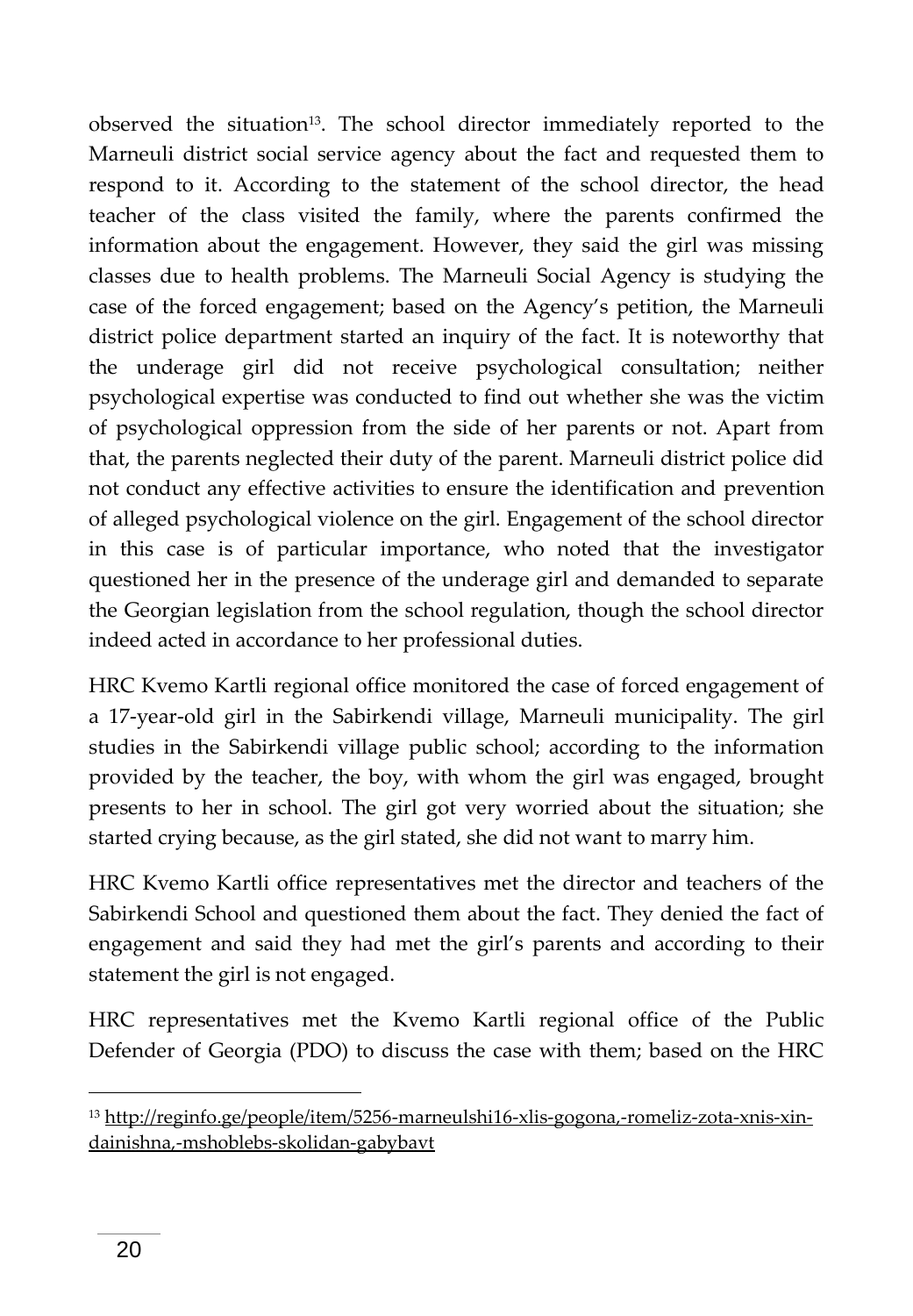observed the situation[13]. The school director immediately reported to the Marneuli district social service agency about the fact and requested them to respond to it. According to the statement of the school director, the head teacher of the class visited the family, where the parents confirmed the information about the engagement. However, they said the girl was missing classes due to health problems. The Marneuli Social Agency is studying the case of the forced engagement; based on the Agency's petition, the Marneuli district police department started an inquiry of the fact. It is noteworthy that the underage girl did not receive psychological consultation; neither psychological expertise was conducted to find out whether she was the victim of psychological oppression from the side of her parents or not. Apart from that, the parents neglected their duty of the parent. Marneuli district police did not conduct any effective activities to ensure the identification and prevention of alleged psychological violence on the girl. Engagement of the school director in this case is of particular importance, who noted that the investigator questioned her in the presence of the underage girl and demanded to separate the Georgian legislation from the school regulation, though the school director indeed acted in accordance to her professional duties.

HRC Kvemo Kartli regional office monitored the case of forced engagement of a 17-year-old girl in the Sabirkendi village, Marneuli municipality. The girl studies in the Sabirkendi village public school; according to the information provided by the teacher, the boy, with whom the girl was engaged, brought presents to her in school. The girl got very worried about the situation; she started crying because, as the girl stated, she did not want to marry him.

HRC Kvemo Kartli office representatives met the director and teachers of the Sabirkendi School and questioned them about the fact. They denied the fact of engagement and said they had met the girl's parents and according to their statement the girl is not engaged.

HRC representatives met the Kvemo Kartli regional office of the Public Defender of Georgia (PDO) to discuss the case with them; based on the HRC

[13] http://reginfo.ge/people/item/5256-marneulshi16-xlis-gogona,-romeliz-zota-xnis-xin-dainishna,-mshoblebs-skolidan-gabybavt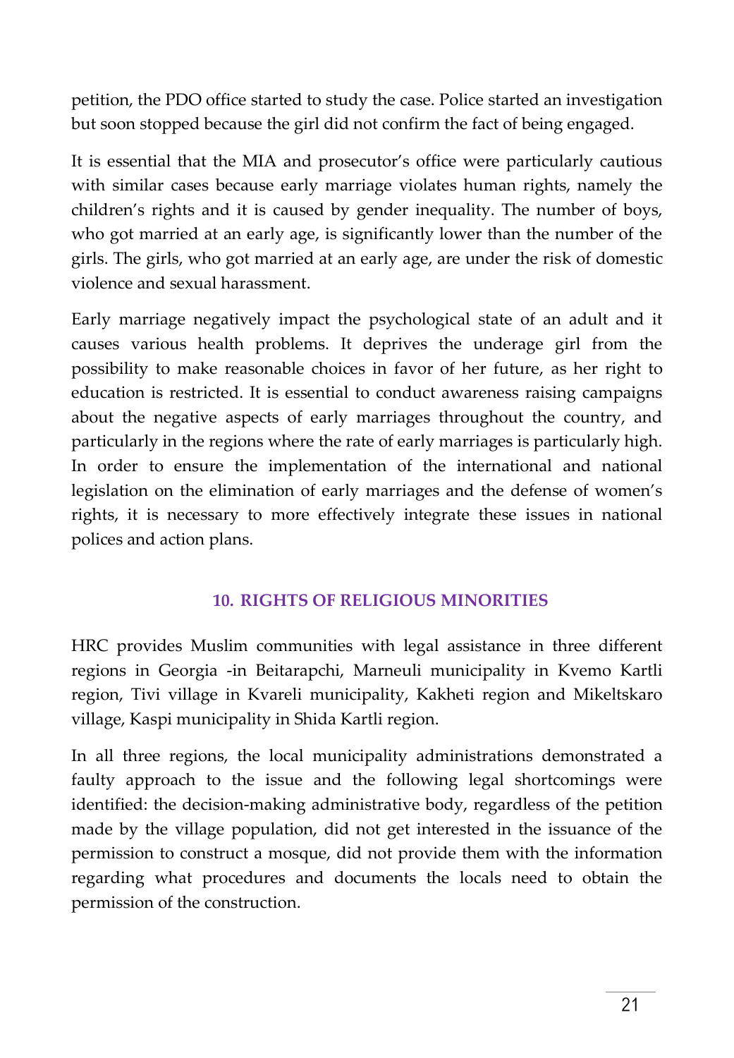petition, the PDO office started to study the case. Police started an investigation but soon stopped because the girl did not confirm the fact of being engaged.

It is essential that the MIA and prosecutor's office were particularly cautious with similar cases because early marriage violates human rights, namely the children's rights and it is caused by gender inequality. The number of boys, who got married at an early age, is significantly lower than the number of the girls. The girls, who got married at an early age, are under the risk of domestic violence and sexual harassment.

Early marriage negatively impact the psychological state of an adult and it causes various health problems. It deprives the underage girl from the possibility to make reasonable choices in favor of her future, as her right to education is restricted. It is essential to conduct awareness raising campaigns about the negative aspects of early marriages throughout the country, and particularly in the regions where the rate of early marriages is particularly high. In order to ensure the implementation of the international and national legislation on the elimination of early marriages and the defense of women's rights, it is necessary to more effectively integrate these issues in national polices and action plans.

## 10. RIGHTS OF RELIGIOUS MINORITIES

HRC provides Muslim communities with legal assistance in three different regions in Georgia -in Beitarapchi, Marneuli municipality in Kvemo Kartli region, Tivi village in Kvareli municipality, Kakheti region and Mikeltskaro village, Kaspi municipality in Shida Kartli region.

In all three regions, the local municipality administrations demonstrated a faulty approach to the issue and the following legal shortcomings were identified: the decision-making administrative body, regardless of the petition made by the village population, did not get interested in the issuance of the permission to construct a mosque, did not provide them with the information regarding what procedures and documents the locals need to obtain the permission of the construction.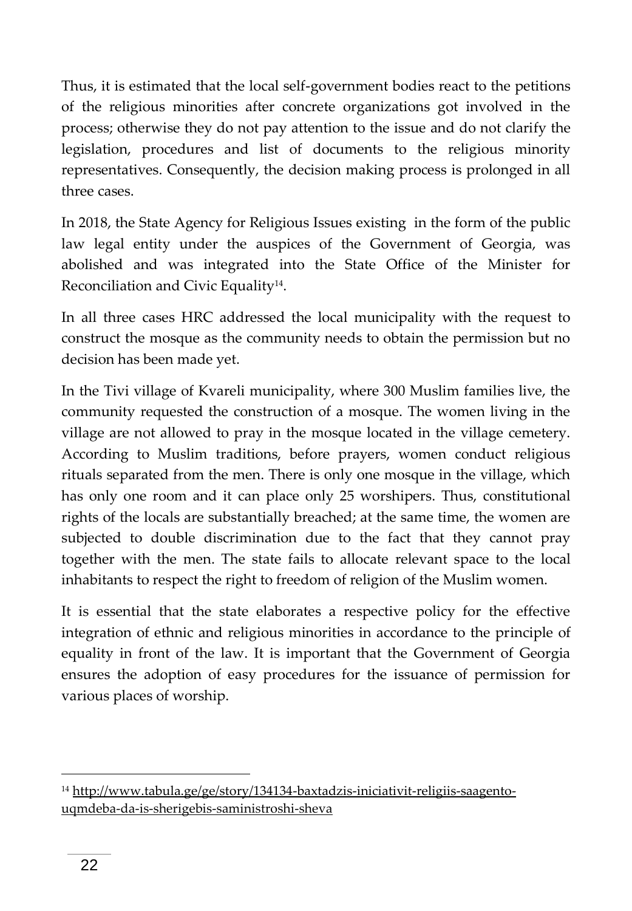Thus, it is estimated that the local self-government bodies react to the petitions of the religious minorities after concrete organizations got involved in the process; otherwise they do not pay attention to the issue and do not clarify the legislation, procedures and list of documents to the religious minority representatives. Consequently, the decision making process is prolonged in all three cases.

In 2018, the State Agency for Religious Issues existing in the form of the public law legal entity under the auspices of the Government of Georgia, was abolished and was integrated into the State Office of the Minister for Reconciliation and Civic Equality[14].

In all three cases HRC addressed the local municipality with the request to construct the mosque as the community needs to obtain the permission but no decision has been made yet.

In the Tivi village of Kvareli municipality, where 300 Muslim families live, the community requested the construction of a mosque. The women living in the village are not allowed to pray in the mosque located in the village cemetery. According to Muslim traditions, before prayers, women conduct religious rituals separated from the men. There is only one mosque in the village, which has only one room and it can place only 25 worshipers. Thus, constitutional rights of the locals are substantially breached; at the same time, the women are subjected to double discrimination due to the fact that they cannot pray together with the men. The state fails to allocate relevant space to the local inhabitants to respect the right to freedom of religion of the Muslim women.

It is essential that the state elaborates a respective policy for the effective integration of ethnic and religious minorities in accordance to the principle of equality in front of the law. It is important that the Government of Georgia ensures the adoption of easy procedures for the issuance of permission for various places of worship.

---

[14] http://www.tabula.ge/ge/story/134134-baxtadzis-iniciativit-religiis-saagento-uqmdeba-da-is-sherigebis-saministroshi-sheva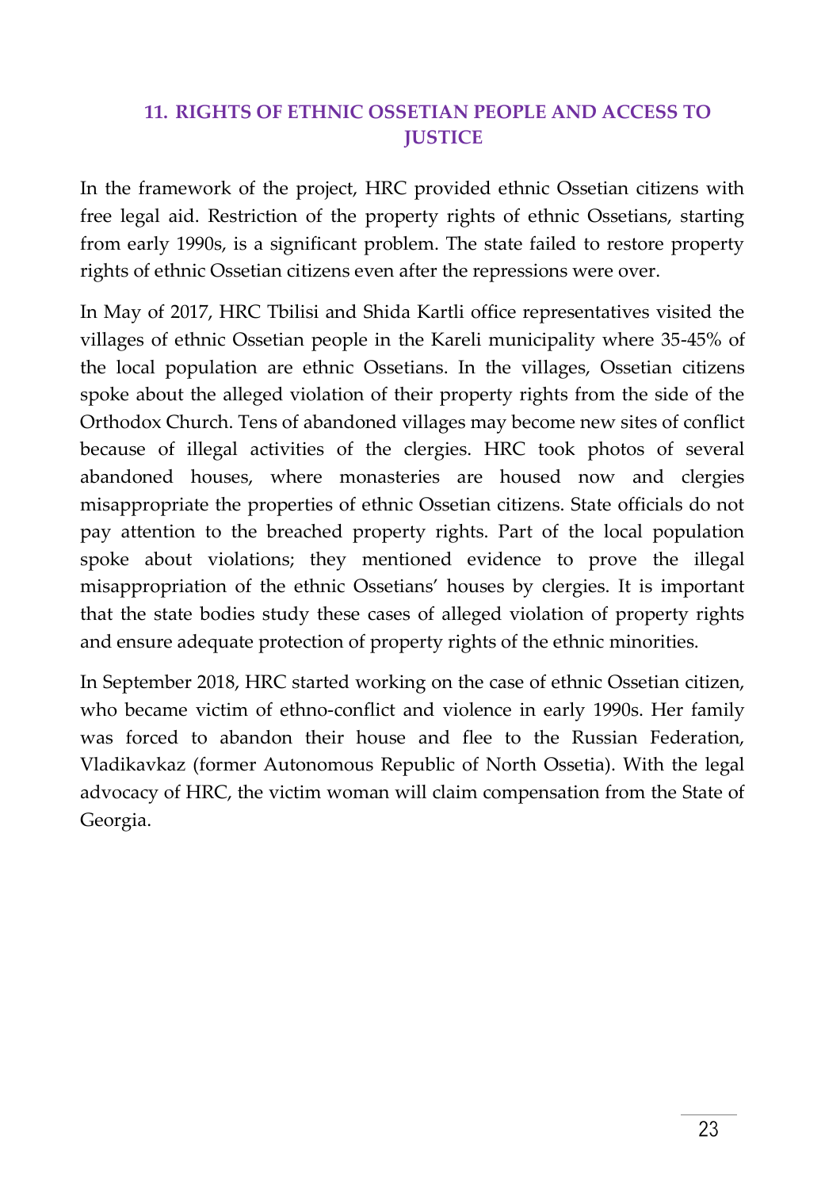## 11. RIGHTS OF ETHNIC OSSETIAN PEOPLE AND ACCESS TO JUSTICE

In the framework of the project, HRC provided ethnic Ossetian citizens with free legal aid. Restriction of the property rights of ethnic Ossetians, starting from early 1990s, is a significant problem. The state failed to restore property rights of ethnic Ossetian citizens even after the repressions were over.

In May of 2017, HRC Tbilisi and Shida Kartli office representatives visited the villages of ethnic Ossetian people in the Kareli municipality where 35-45% of the local population are ethnic Ossetians. In the villages, Ossetian citizens spoke about the alleged violation of their property rights from the side of the Orthodox Church. Tens of abandoned villages may become new sites of conflict because of illegal activities of the clergies. HRC took photos of several abandoned houses, where monasteries are housed now and clergies misappropriate the properties of ethnic Ossetian citizens. State officials do not pay attention to the breached property rights. Part of the local population spoke about violations; they mentioned evidence to prove the illegal misappropriation of the ethnic Ossetians' houses by clergies. It is important that the state bodies study these cases of alleged violation of property rights and ensure adequate protection of property rights of the ethnic minorities.

In September 2018, HRC started working on the case of ethnic Ossetian citizen, who became victim of ethno-conflict and violence in early 1990s. Her family was forced to abandon their house and flee to the Russian Federation, Vladikavkaz (former Autonomous Republic of North Ossetia). With the legal advocacy of HRC, the victim woman will claim compensation from the State of Georgia.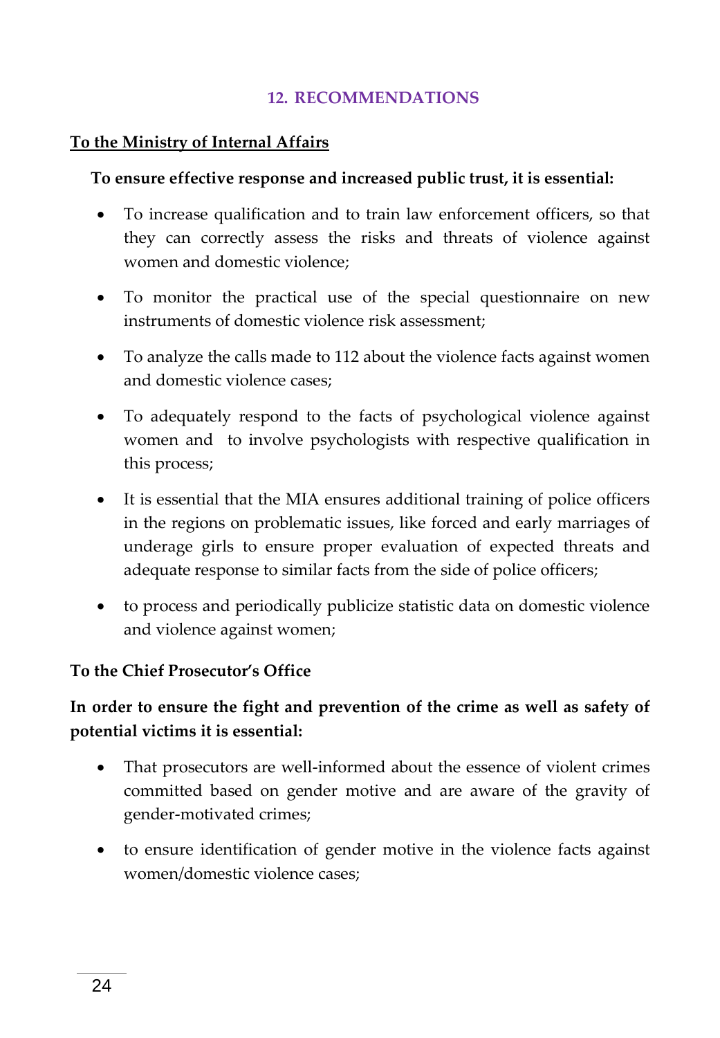## 12. RECOMMENDATIONS

**To the Ministry of Internal Affairs**

**To ensure effective response and increased public trust, it is essential:**

- To increase qualification and to train law enforcement officers, so that they can correctly assess the risks and threats of violence against women and domestic violence;
- To monitor the practical use of the special questionnaire on new instruments of domestic violence risk assessment;
- To analyze the calls made to 112 about the violence facts against women and domestic violence cases;
- To adequately respond to the facts of psychological violence against women and to involve psychologists with respective qualification in this process;
- It is essential that the MIA ensures additional training of police officers in the regions on problematic issues, like forced and early marriages of underage girls to ensure proper evaluation of expected threats and adequate response to similar facts from the side of police officers;
- to process and periodically publicize statistic data on domestic violence and violence against women;

**To the Chief Prosecutor's Office**

**In order to ensure the fight and prevention of the crime as well as safety of potential victims it is essential:**

- That prosecutors are well-informed about the essence of violent crimes committed based on gender motive and are aware of the gravity of gender-motivated crimes;
- to ensure identification of gender motive in the violence facts against women/domestic violence cases;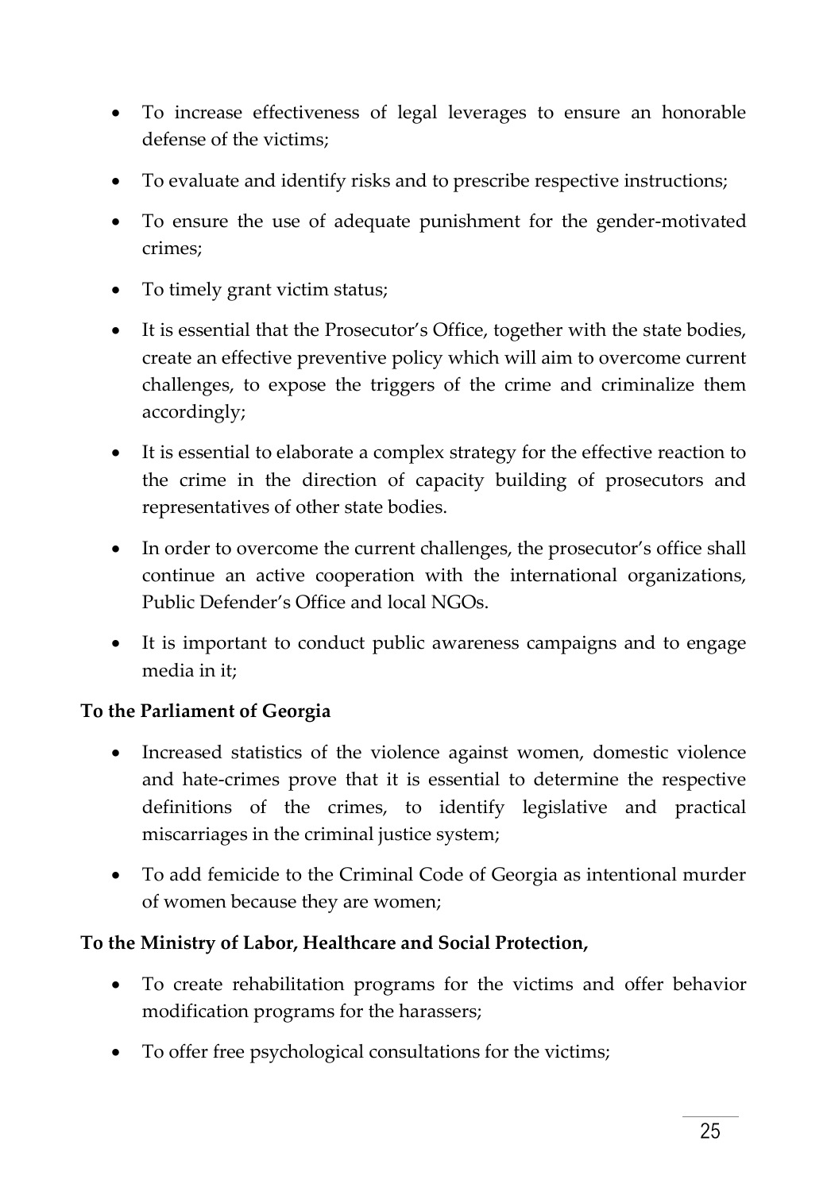- To increase effectiveness of legal leverages to ensure an honorable defense of the victims;
- To evaluate and identify risks and to prescribe respective instructions;
- To ensure the use of adequate punishment for the gender-motivated crimes;
- To timely grant victim status;
- It is essential that the Prosecutor's Office, together with the state bodies, create an effective preventive policy which will aim to overcome current challenges, to expose the triggers of the crime and criminalize them accordingly;
- It is essential to elaborate a complex strategy for the effective reaction to the crime in the direction of capacity building of prosecutors and representatives of other state bodies.
- In order to overcome the current challenges, the prosecutor's office shall continue an active cooperation with the international organizations, Public Defender's Office and local NGOs.
- It is important to conduct public awareness campaigns and to engage media in it;

**To the Parliament of Georgia**

- Increased statistics of the violence against women, domestic violence and hate-crimes prove that it is essential to determine the respective definitions of the crimes, to identify legislative and practical miscarriages in the criminal justice system;
- To add femicide to the Criminal Code of Georgia as intentional murder of women because they are women;

**To the Ministry of Labor, Healthcare and Social Protection,**

- To create rehabilitation programs for the victims and offer behavior modification programs for the harassers;
- To offer free psychological consultations for the victims;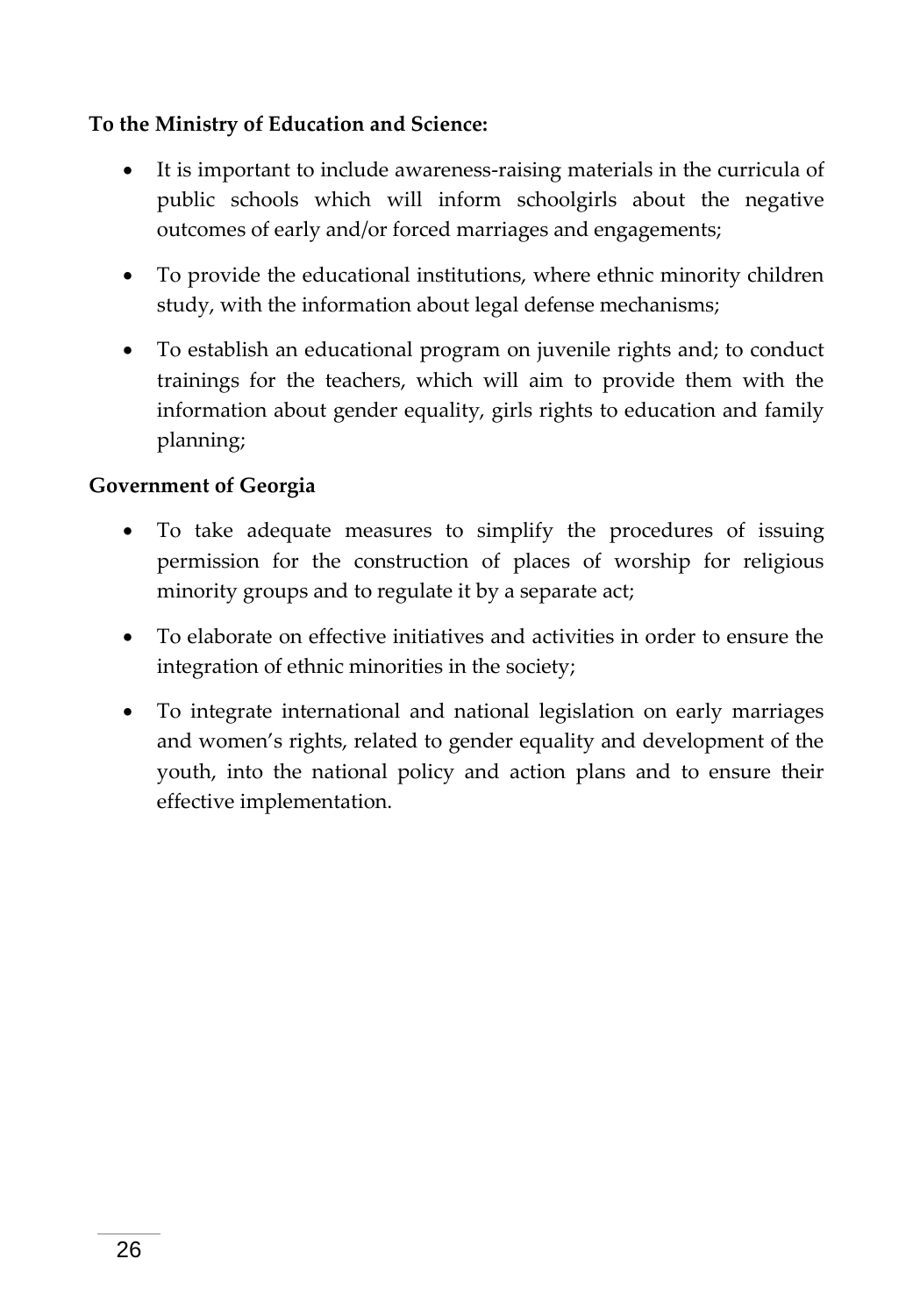**To the Ministry of Education and Science:**

- It is important to include awareness-raising materials in the curricula of public schools which will inform schoolgirls about the negative outcomes of early and/or forced marriages and engagements;
- To provide the educational institutions, where ethnic minority children study, with the information about legal defense mechanisms;
- To establish an educational program on juvenile rights and; to conduct trainings for the teachers, which will aim to provide them with the information about gender equality, girls rights to education and family planning;

**Government of Georgia**

- To take adequate measures to simplify the procedures of issuing permission for the construction of places of worship for religious minority groups and to regulate it by a separate act;
- To elaborate on effective initiatives and activities in order to ensure the integration of ethnic minorities in the society;
- To integrate international and national legislation on early marriages and women's rights, related to gender equality and development of the youth, into the national policy and action plans and to ensure their effective implementation.